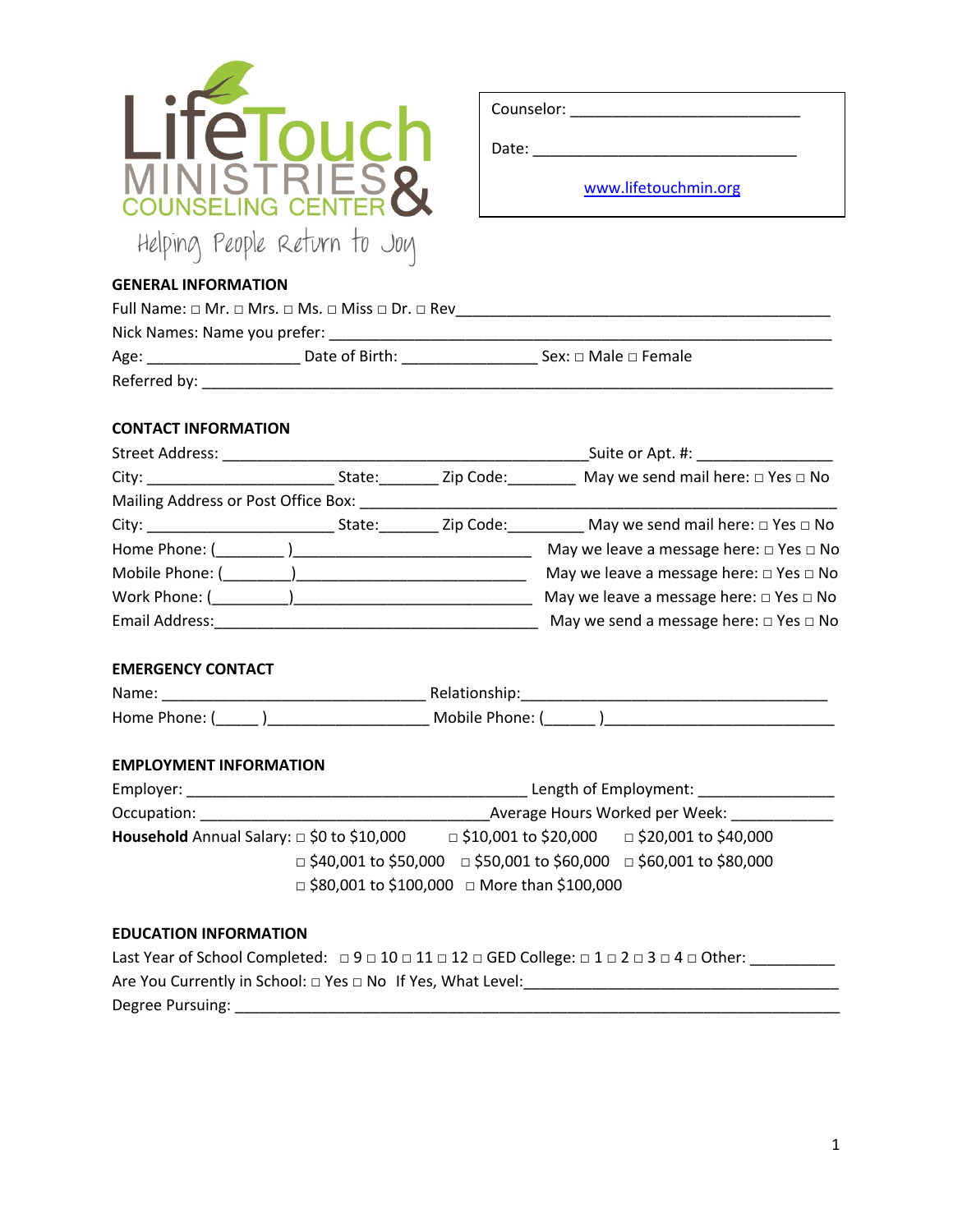LifeTouch MINISTRIES & COUNSELING CENTER

Helping People Return to Joy

Counselor: ___________________________

Date: _______________________________

www.lifetouchmin.org

## GENERAL INFORMATION

Full Name: □ Mr. □ Mrs. □ Ms. □ Miss □ Dr. □ Rev_____________________________________________

Nick Names: Name you prefer: ______________________________________________________________

Age: __________________ Date of Birth: ________________ Sex: □ Male □ Female

Referred by: _________________________________________________________________________

## CONTACT INFORMATION

Street Address: ____________________________________________Suite or Apt. #: ________________

City: ______________________ State:_______ Zip Code:________ May we send mail here: □ Yes □ No

Mailing Address or Post Office Box: ____________________________________________________________

City: ______________________ State:_______ Zip Code:_________ May we send mail here: □ Yes □ No

Home Phone: (________ )____________________________ May we leave a message here: □ Yes □ No

Mobile Phone: (________)___________________________ May we leave a message here: □ Yes □ No

Work Phone: (_________)____________________________ May we leave a message here: □ Yes □ No

Email Address:________________________________________ May we send a message here: □ Yes □ No

## EMERGENCY CONTACT

Name: ________________________________ Relationship:_____________________________________

Home Phone: (_____ )__________________ Mobile Phone: (______ )___________________________

## EMPLOYMENT INFORMATION

Employer: _________________________________________ Length of Employment: ________________

Occupation: ___________________________________Average Hours Worked per Week: ____________

**Household** Annual Salary: □ $0 to $10,000 □ $10,001 to $20,000 □ $20,001 to $40,000
□ $40,001 to $50,000 □ $50,001 to $60,000 □ $60,001 to $80,000
□ $80,001 to $100,000 □ More than $100,000

## EDUCATION INFORMATION

Last Year of School Completed: □ 9 □ 10 □ 11 □ 12 □ GED College: □ 1 □ 2 □ 3 □ 4 □ Other: __________

Are You Currently in School: □ Yes □ No If Yes, What Level:_______________________________________

Degree Pursuing: __________________________________________________________________________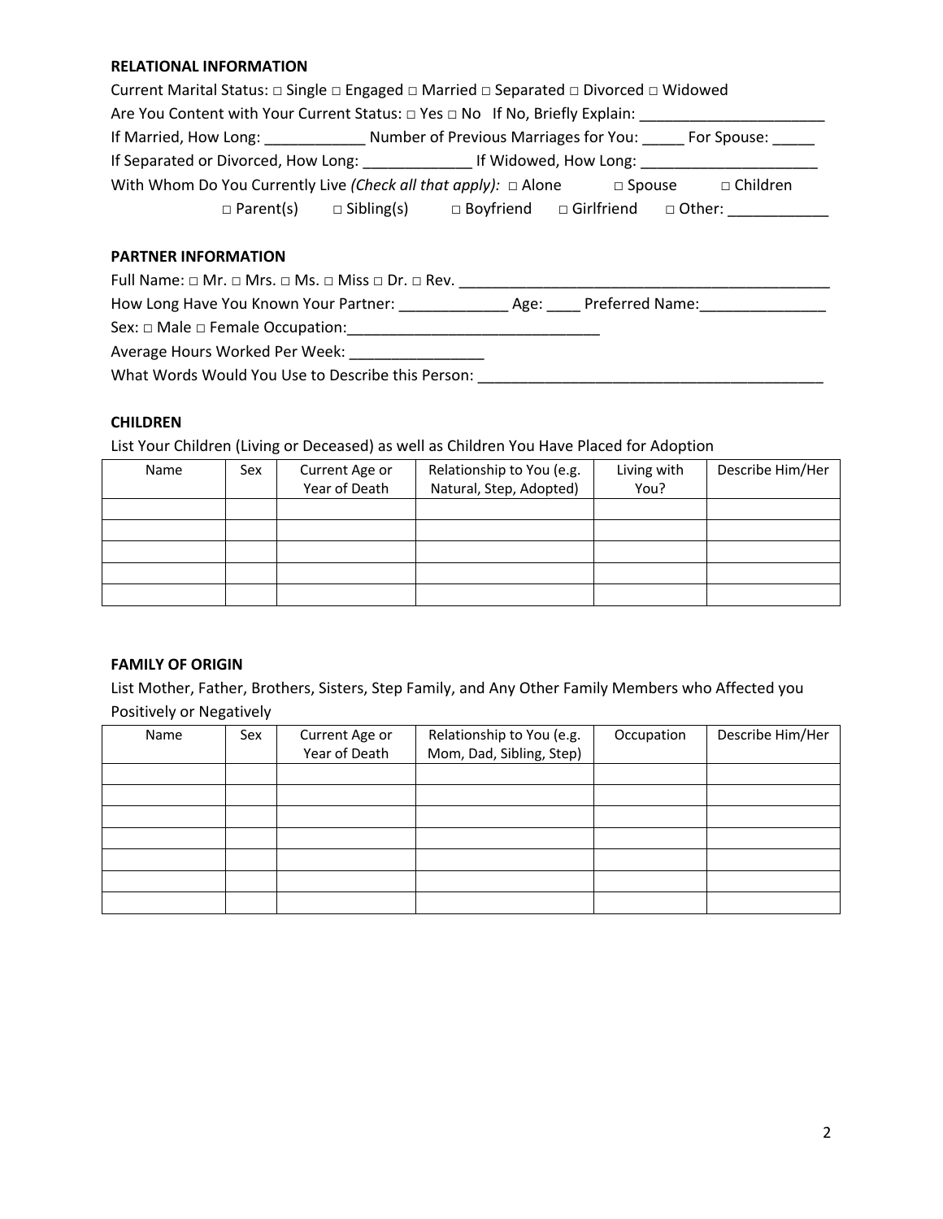**RELATIONAL INFORMATION**

Current Marital Status: □ Single □ Engaged □ Married □ Separated □ Divorced □ Widowed

Are You Content with Your Current Status: □ Yes □ No If No, Briefly Explain: ______________________

If Married, How Long: ____________ Number of Previous Marriages for You: _____ For Spouse: _____

If Separated or Divorced, How Long: _____________ If Widowed, How Long: _____________________

With Whom Do You Currently Live *(Check all that apply):* □ Alone □ Spouse □ Children □ Parent(s) □ Sibling(s) □ Boyfriend □ Girlfriend □ Other: ____________

**PARTNER INFORMATION**

Full Name: □ Mr. □ Mrs. □ Ms. □ Miss □ Dr. □ Rev. ______________________________________________

How Long Have You Known Your Partner: _____________ Age: ____ Preferred Name:_______________

Sex: □ Male □ Female Occupation:______________________________

Average Hours Worked Per Week: ________________

What Words Would You Use to Describe this Person: _________________________________________

**CHILDREN**

List Your Children (Living or Deceased) as well as Children You Have Placed for Adoption

| Name | Sex | Current Age or Year of Death | Relationship to You (e.g. Natural, Step, Adopted) | Living with You? | Describe Him/Her |
|---|---|---|---|---|---|
| | | | | | |
| | | | | | |
| | | | | | |
| | | | | | |
| | | | | | |

**FAMILY OF ORIGIN**

List Mother, Father, Brothers, Sisters, Step Family, and Any Other Family Members who Affected you Positively or Negatively

| Name | Sex | Current Age or Year of Death | Relationship to You (e.g. Mom, Dad, Sibling, Step) | Occupation | Describe Him/Her |
|---|---|---|---|---|---|
| | | | | | |
| | | | | | |
| | | | | | |
| | | | | | |
| | | | | | |
| | | | | | |
| | | | | | |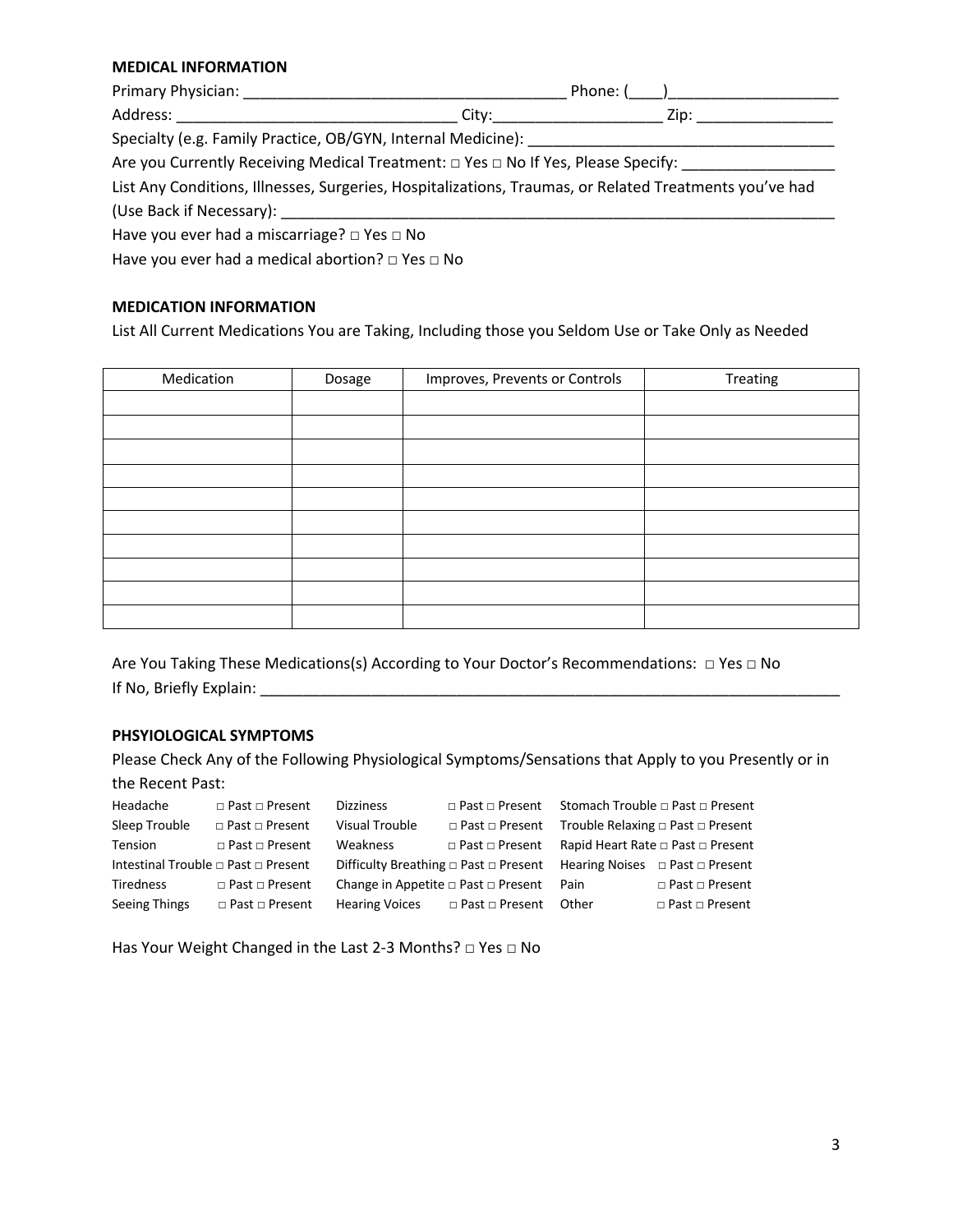### MEDICAL INFORMATION

Primary Physician: ______________________________________ Phone: (____)____________________

Address: ________________________________ City:____________________ Zip: ________________

Specialty (e.g. Family Practice, OB/GYN, Internal Medicine): ____________________________________

Are you Currently Receiving Medical Treatment: □ Yes □ No If Yes, Please Specify: __________________

List Any Conditions, Illnesses, Surgeries, Hospitalizations, Traumas, or Related Treatments you've had (Use Back if Necessary): ____________________________________________________________________

Have you ever had a miscarriage? □ Yes □ No

Have you ever had a medical abortion? □ Yes □ No

### MEDICATION INFORMATION

List All Current Medications You are Taking, Including those you Seldom Use or Take Only as Needed

| Medication | Dosage | Improves, Prevents or Controls | Treating |
| --- | --- | --- | --- |
| | | | |
| | | | |
| | | | |
| | | | |
| | | | |
| | | | |
| | | | |
| | | | |
| | | | |
| | | | |

Are You Taking These Medications(s) According to Your Doctor's Recommendations: □ Yes □ No

If No, Briefly Explain: ______________________________________________________________________

### PHSYIOLOGICAL SYMPTOMS

Please Check Any of the Following Physiological Symptoms/Sensations that Apply to you Presently or in the Recent Past:

| | | | | | |
| --- | --- | --- | --- | --- | --- |
| Headache | □ Past □ Present | Dizziness | □ Past □ Present | Stomach Trouble | □ Past □ Present |
| Sleep Trouble | □ Past □ Present | Visual Trouble | □ Past □ Present | Trouble Relaxing | □ Past □ Present |
| Tension | □ Past □ Present | Weakness | □ Past □ Present | Rapid Heart Rate | □ Past □ Present |
| Intestinal Trouble | □ Past □ Present | Difficulty Breathing | □ Past □ Present | Hearing Noises | □ Past □ Present |
| Tiredness | □ Past □ Present | Change in Appetite | □ Past □ Present | Pain | □ Past □ Present |
| Seeing Things | □ Past □ Present | Hearing Voices | □ Past □ Present | Other | □ Past □ Present |

Has Your Weight Changed in the Last 2-3 Months? □ Yes □ No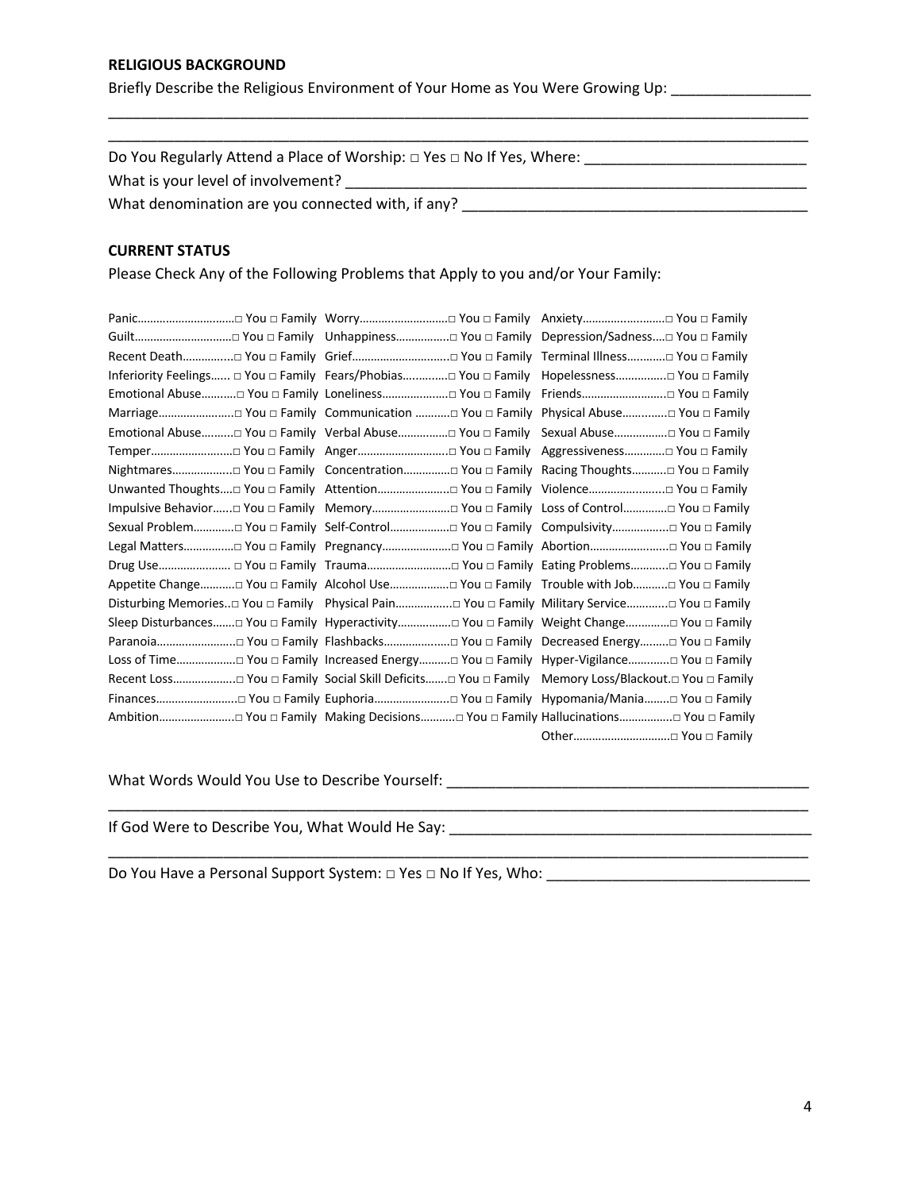**RELIGIOUS BACKGROUND**

Briefly Describe the Religious Environment of Your Home as You Were Growing Up: _________________

_____________________________________________________________________________________

_____________________________________________________________________________________

Do You Regularly Attend a Place of Worship: □ Yes □ No If Yes, Where: ___________________________

What is your level of involvement? ___________________________________________________________

What denomination are you connected with, if any? ___________________________________________

**CURRENT STATUS**

Please Check Any of the Following Problems that Apply to you and/or Your Family:

| | | |
|---|---|---|
| Panic……………………………□ You □ Family | Worry……………………….□ You □ Family | Anxiety………………………□ You □ Family |
| Guilt……………………………□ You □ Family | Unhappiness……………..□ You □ Family | Depression/Sadness….□ You □ Family |
| Recent Death……………...□ You □ Family | Grief…………………………..□ You □ Family | Terminal Illness…………□ You □ Family |
| Inferiority Feelings…… □ You □ Family | Fears/Phobias…………..□ You □ Family | Hopelessness…………….□ You □ Family |
| Emotional Abuse………..□ You □ Family | Loneliness…………………□ You □ Family | Friends……………………...□ You □ Family |
| Marriage……………………..□ You □ Family | Communication ………..□ You □ Family | Physical Abuse…………..□ You □ Family |
| Emotional Abuse……….□ You □ Family | Verbal Abuse……………..□ You □ Family | Sexual Abuse……………..□ You □ Family |
| Temper……………………….□ You □ Family | Anger…………………………□ You □ Family | Aggressiveness………….□ You □ Family |
| Nightmares………………..□ You □ Family | Concentration……………□ You □ Family | Racing Thoughts………..□ You □ Family |
| Unwanted Thoughts….□ You □ Family | Attention…………………..□ You □ Family | Violence…………………...□ You □ Family |
| Impulsive Behavior…...□ You □ Family | Memory……………………..□ You □ Family | Loss of Control………….□ You □ Family |
| Sexual Problem…………□ You □ Family | Self-Control……………….□ You □ Family | Compulsivity……………..□ You □ Family |
| Legal Matters…………….□ You □ Family | Pregnancy………………….□ You □ Family | Abortion……………………□ You □ Family |
| Drug Use………………….. □ You □ Family | Trauma………………………□ You □ Family | Eating Problems………..□ You □ Family |
| Appetite Change……….□ You □ Family | Alcohol Use……………….□ You □ Family | Trouble with Job……….□ You □ Family |
| Disturbing Memories..□ You □ Family | Physical Pain……………..□ You □ Family | Military Service…………□ You □ Family |
| Sleep Disturbances…….□ You □ Family | Hyperactivity…………….□ You □ Family | Weight Change………….□ You □ Family |
| Paranoia……………………..□ You □ Family | Flashbacks…………………□ You □ Family | Decreased Energy………□ You □ Family |
| Loss of Time………………□ You □ Family | Increased Energy……….□ You □ Family | Hyper-Vigilance…………□ You □ Family |
| Recent Loss………………..□ You □ Family | Social Skill Deficits…….□ You □ Family | Memory Loss/Blackout.□ You □ Family |
| Finances……………………..□ You □ Family | Euphoria……………………□ You □ Family | Hypomania/Mania……..□ You □ Family |
| Ambition…………………….□ You □ Family | Making Decisions……….□ You □ Family | Hallucinations…………….□ You □ Family |
| | | Other…………………………□ You □ Family |

What Words Would You Use to Describe Yourself: _____________________________________________

_____________________________________________________________________________________

If God Were to Describe You, What Would He Say: ____________________________________________

_____________________________________________________________________________________

Do You Have a Personal Support System: □ Yes □ No If Yes, Who: _______________________________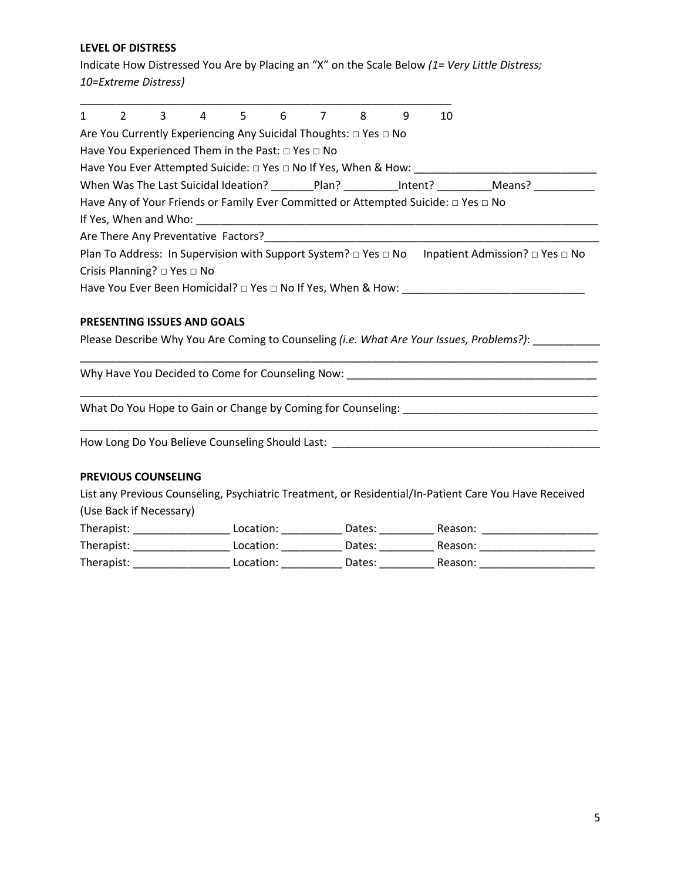**LEVEL OF DISTRESS**

Indicate How Distressed You Are by Placing an "X" on the Scale Below *(1= Very Little Distress; 10=Extreme Distress)*

_______________________________________________________________

1 2 3 4 5 6 7 8 9 10

Are You Currently Experiencing Any Suicidal Thoughts: □ Yes □ No

Have You Experienced Them in the Past: □ Yes □ No

Have You Ever Attempted Suicide: □ Yes □ No If Yes, When & How: ______________________________

When Was The Last Suicidal Ideation? _______Plan? _________Intent? _________Means? __________

Have Any of Your Friends or Family Ever Committed or Attempted Suicide: □ Yes □ No

If Yes, When and Who: ____________________________________________________________________

Are There Any Preventative Factors?_________________________________________________________

Plan To Address: In Supervision with Support System? □ Yes □ No Inpatient Admission? □ Yes □ No

Crisis Planning? □ Yes □ No

Have You Ever Been Homicidal? □ Yes □ No If Yes, When & How: ______________________________

**PRESENTING ISSUES AND GOALS**

Please Describe Why You Are Coming to Counseling *(i.e. What Are Your Issues, Problems?)*: ___________

_____________________________________________________________________________________

Why Have You Decided to Come for Counseling Now: __________________________________________

_____________________________________________________________________________________

What Do You Hope to Gain or Change by Coming for Counseling: _______________________________

_____________________________________________________________________________________

How Long Do You Believe Counseling Should Last: ____________________________________________

**PREVIOUS COUNSELING**

List any Previous Counseling, Psychiatric Treatment, or Residential/In-Patient Care You Have Received (Use Back if Necessary)

Therapist: ________________ Location: __________ Dates: _________ Reason: ___________________

Therapist: ________________ Location: __________ Dates: _________ Reason: ___________________

Therapist: ________________ Location: __________ Dates: _________ Reason: ___________________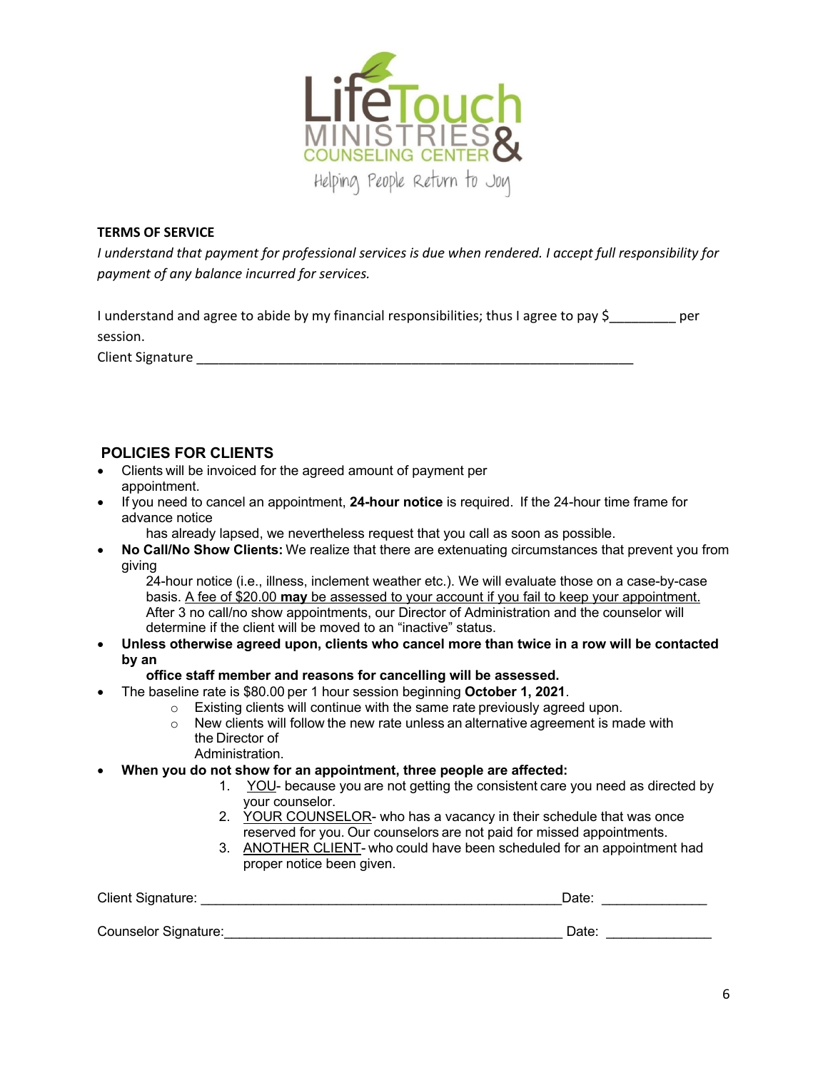LifeTouch MINISTRIES & COUNSELING CENTER

Helping People Return to Joy

**TERMS OF SERVICE**

*I understand that payment for professional services is due when rendered. I accept full responsibility for payment of any balance incurred for services.*

I understand and agree to abide by my financial responsibilities; thus I agree to pay $_________ per session.

Client Signature _______________________________________________________________

## POLICIES FOR CLIENTS

- Clients will be invoiced for the agreed amount of payment per appointment.
- If you need to cancel an appointment, **24-hour notice** is required. If the 24-hour time frame for advance notice has already lapsed, we nevertheless request that you call as soon as possible.
- **No Call/No Show Clients:** We realize that there are extenuating circumstances that prevent you from giving 24-hour notice (i.e., illness, inclement weather etc.). We will evaluate those on a case-by-case basis. <u>A fee of $20.00 **may** be assessed to your account if you fail to keep your appointment.</u> After 3 no call/no show appointments, our Director of Administration and the counselor will determine if the client will be moved to an "inactive" status.
- **Unless otherwise agreed upon, clients who cancel more than twice in a row will be contacted by an office staff member and reasons for cancelling will be assessed.**
- The baseline rate is $80.00 per 1 hour session beginning **October 1, 2021**.
  - Existing clients will continue with the same rate previously agreed upon.
  - New clients will follow the new rate unless an alternative agreement is made with the Director of Administration.
- **When you do not show for an appointment, three people are affected:**
  1. <u>YOU</u>- because you are not getting the consistent care you need as directed by your counselor.
  2. <u>YOUR COUNSELOR</u>- who has a vacancy in their schedule that was once reserved for you. Our counselors are not paid for missed appointments.
  3. <u>ANOTHER CLIENT</u>- who could have been scheduled for an appointment had proper notice been given.

Client Signature: _______________________________________________Date: _____________

Counselor Signature:____________________________________________ Date: _____________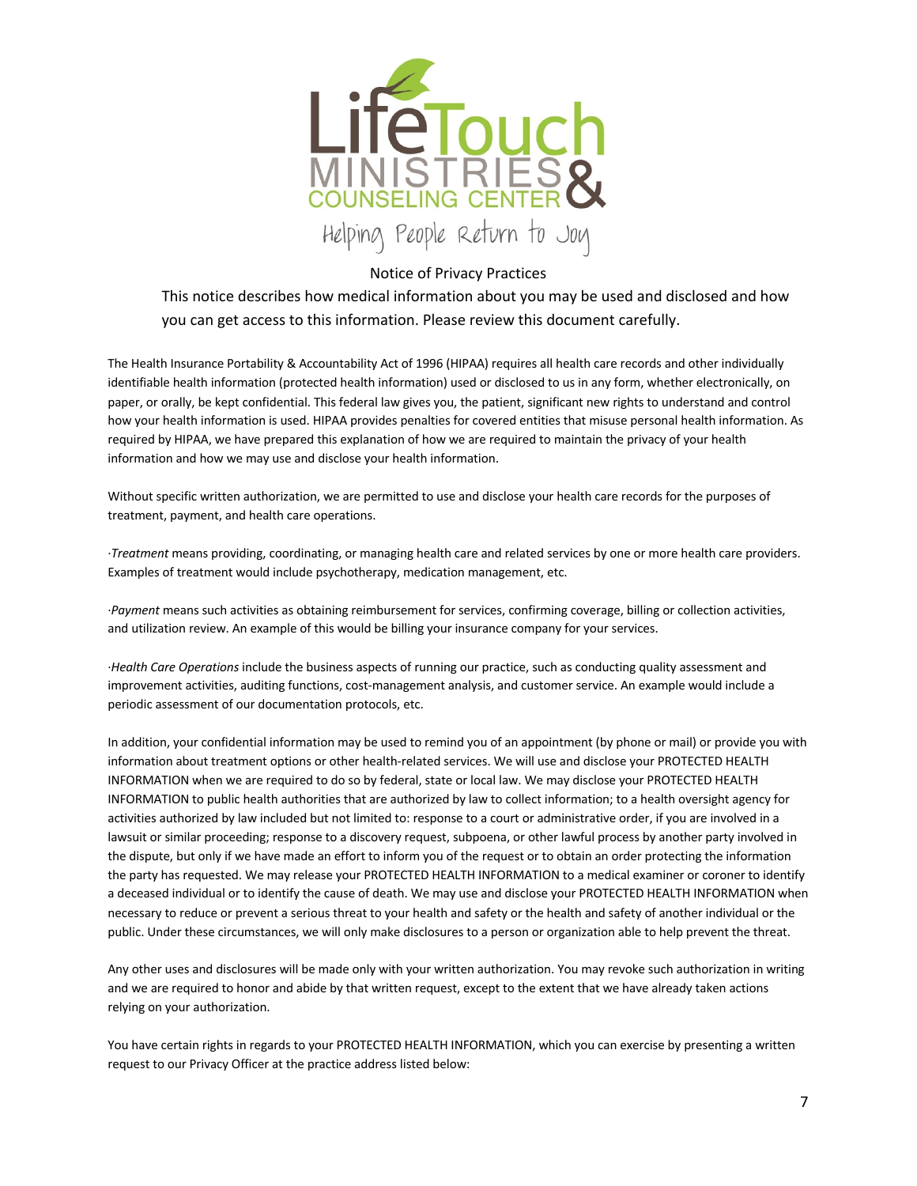LifeTouch MINISTRIES & COUNSELING CENTER

Helping People Return to Joy

## Notice of Privacy Practices

This notice describes how medical information about you may be used and disclosed and how you can get access to this information. Please review this document carefully.

The Health Insurance Portability & Accountability Act of 1996 (HIPAA) requires all health care records and other individually identifiable health information (protected health information) used or disclosed to us in any form, whether electronically, on paper, or orally, be kept confidential. This federal law gives you, the patient, significant new rights to understand and control how your health information is used. HIPAA provides penalties for covered entities that misuse personal health information. As required by HIPAA, we have prepared this explanation of how we are required to maintain the privacy of your health information and how we may use and disclose your health information.

Without specific written authorization, we are permitted to use and disclose your health care records for the purposes of treatment, payment, and health care operations.

·*Treatment* means providing, coordinating, or managing health care and related services by one or more health care providers. Examples of treatment would include psychotherapy, medication management, etc.

·*Payment* means such activities as obtaining reimbursement for services, confirming coverage, billing or collection activities, and utilization review. An example of this would be billing your insurance company for your services.

·*Health Care Operations* include the business aspects of running our practice, such as conducting quality assessment and improvement activities, auditing functions, cost-management analysis, and customer service. An example would include a periodic assessment of our documentation protocols, etc.

In addition, your confidential information may be used to remind you of an appointment (by phone or mail) or provide you with information about treatment options or other health-related services. We will use and disclose your PROTECTED HEALTH INFORMATION when we are required to do so by federal, state or local law. We may disclose your PROTECTED HEALTH INFORMATION to public health authorities that are authorized by law to collect information; to a health oversight agency for activities authorized by law included but not limited to: response to a court or administrative order, if you are involved in a lawsuit or similar proceeding; response to a discovery request, subpoena, or other lawful process by another party involved in the dispute, but only if we have made an effort to inform you of the request or to obtain an order protecting the information the party has requested. We may release your PROTECTED HEALTH INFORMATION to a medical examiner or coroner to identify a deceased individual or to identify the cause of death. We may use and disclose your PROTECTED HEALTH INFORMATION when necessary to reduce or prevent a serious threat to your health and safety or the health and safety of another individual or the public. Under these circumstances, we will only make disclosures to a person or organization able to help prevent the threat.

Any other uses and disclosures will be made only with your written authorization. You may revoke such authorization in writing and we are required to honor and abide by that written request, except to the extent that we have already taken actions relying on your authorization.

You have certain rights in regards to your PROTECTED HEALTH INFORMATION, which you can exercise by presenting a written request to our Privacy Officer at the practice address listed below: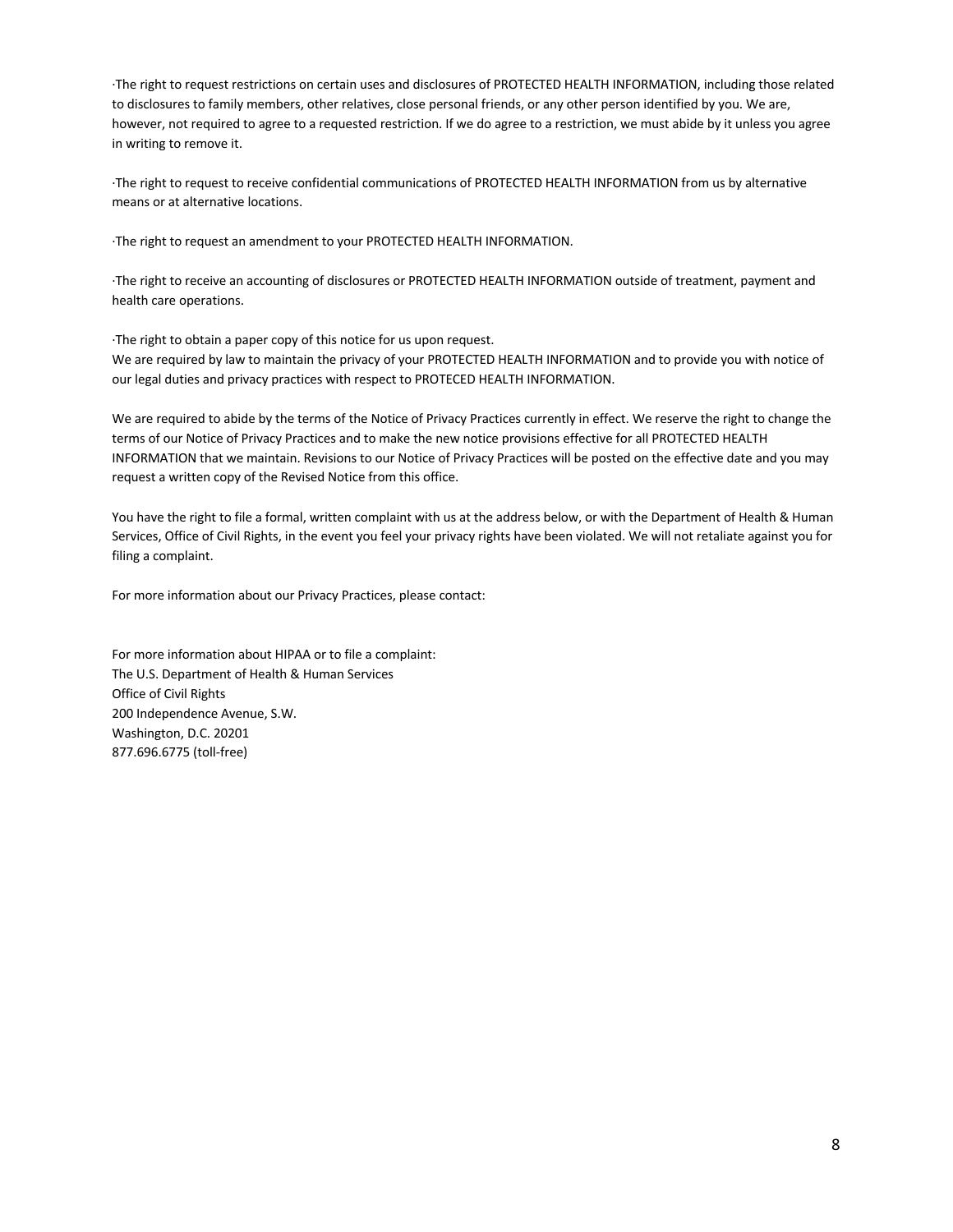·The right to request restrictions on certain uses and disclosures of PROTECTED HEALTH INFORMATION, including those related to disclosures to family members, other relatives, close personal friends, or any other person identified by you. We are, however, not required to agree to a requested restriction. If we do agree to a restriction, we must abide by it unless you agree in writing to remove it.

·The right to request to receive confidential communications of PROTECTED HEALTH INFORMATION from us by alternative means or at alternative locations.

·The right to request an amendment to your PROTECTED HEALTH INFORMATION.

·The right to receive an accounting of disclosures or PROTECTED HEALTH INFORMATION outside of treatment, payment and health care operations.

·The right to obtain a paper copy of this notice for us upon request.
We are required by law to maintain the privacy of your PROTECTED HEALTH INFORMATION and to provide you with notice of our legal duties and privacy practices with respect to PROTECED HEALTH INFORMATION.

We are required to abide by the terms of the Notice of Privacy Practices currently in effect. We reserve the right to change the terms of our Notice of Privacy Practices and to make the new notice provisions effective for all PROTECTED HEALTH INFORMATION that we maintain. Revisions to our Notice of Privacy Practices will be posted on the effective date and you may request a written copy of the Revised Notice from this office.

You have the right to file a formal, written complaint with us at the address below, or with the Department of Health & Human Services, Office of Civil Rights, in the event you feel your privacy rights have been violated. We will not retaliate against you for filing a complaint.

For more information about our Privacy Practices, please contact:

For more information about HIPAA or to file a complaint:
The U.S. Department of Health & Human Services
Office of Civil Rights
200 Independence Avenue, S.W.
Washington, D.C. 20201
877.696.6775 (toll-free)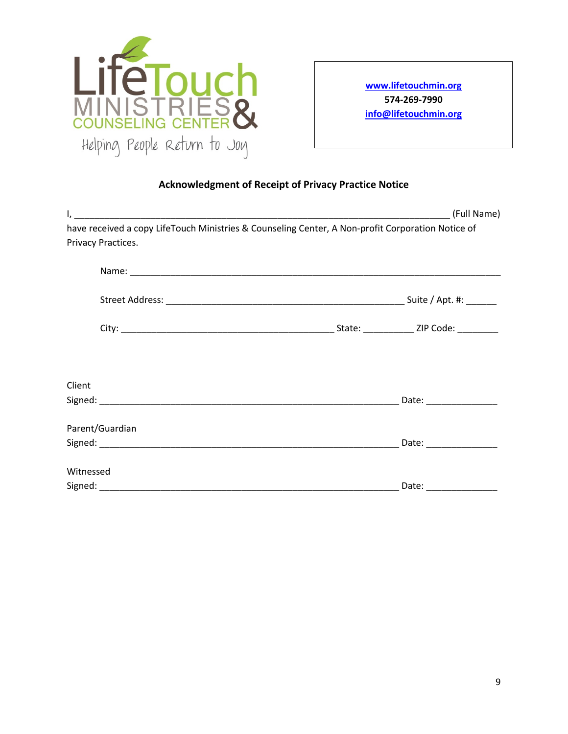LifeTouch MINISTRIES & COUNSELING CENTER

Helping People Return to Joy

www.lifetouchmin.org
574-269-7990
info@lifetouchmin.org

## Acknowledgment of Receipt of Privacy Practice Notice

I, ______________________________________________________________________________ (Full Name) have received a copy LifeTouch Ministries & Counseling Center, A Non-profit Corporation Notice of Privacy Practices.

Name: ______________________________________________________________________

Street Address: ____________________________________________ Suite / Apt. #: ______

City: ________________________________________ State: __________ ZIP Code: ________

Client
Signed: _______________________________________________________ Date: ______________

Parent/Guardian
Signed: _______________________________________________________ Date: ______________

Witnessed
Signed: _______________________________________________________ Date: ______________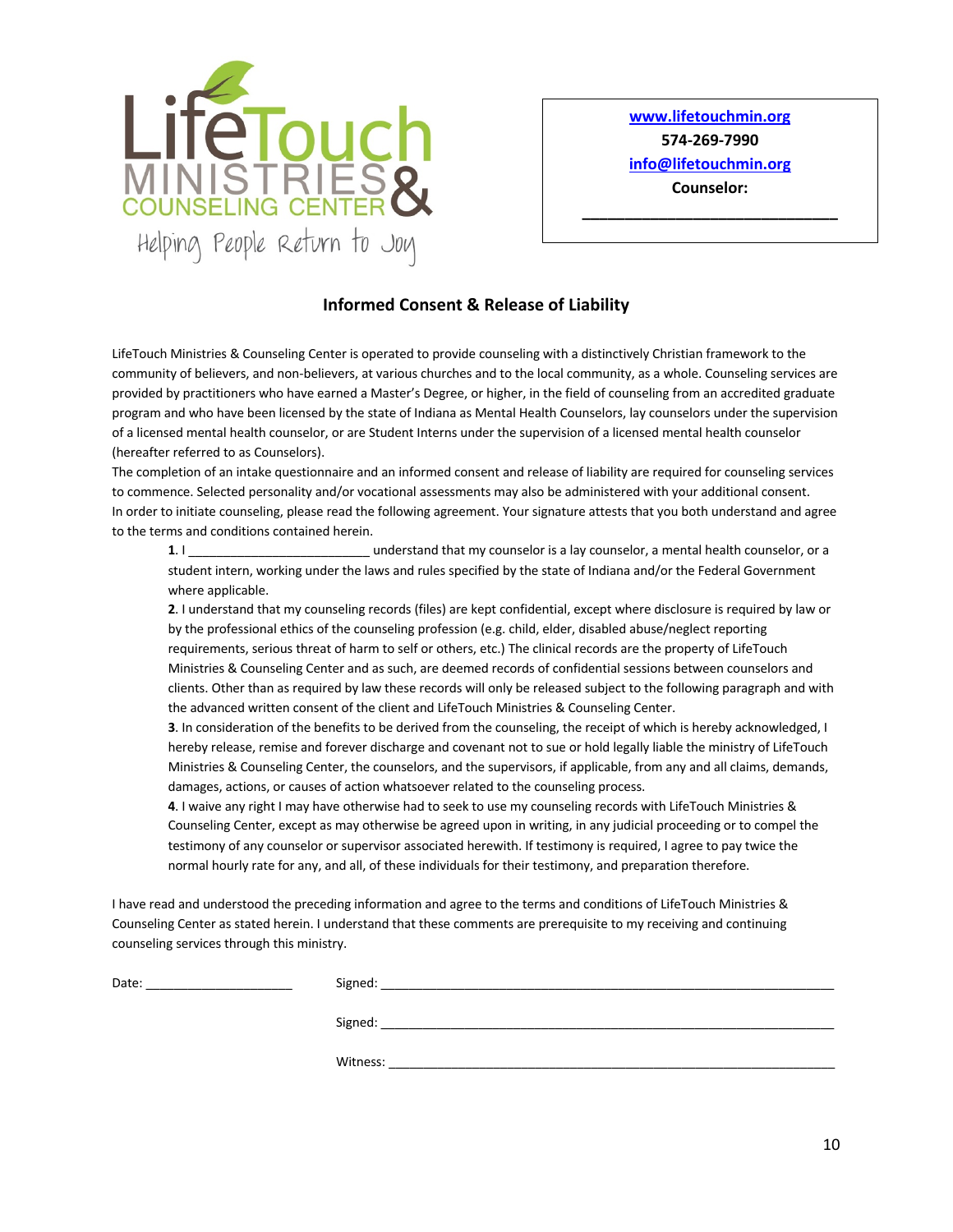LifeTouch MINISTRIES & COUNSELING CENTER

Helping People Return to Joy

[www.lifetouchmin.org](http://www.lifetouchmin.org)

574-269-7990

[info@lifetouchmin.org](mailto:info@lifetouchmin.org)

**Counselor:**

**______________________________**

## Informed Consent & Release of Liability

LifeTouch Ministries & Counseling Center is operated to provide counseling with a distinctively Christian framework to the community of believers, and non-believers, at various churches and to the local community, as a whole. Counseling services are provided by practitioners who have earned a Master's Degree, or higher, in the field of counseling from an accredited graduate program and who have been licensed by the state of Indiana as Mental Health Counselors, lay counselors under the supervision of a licensed mental health counselor, or are Student Interns under the supervision of a licensed mental health counselor (hereafter referred to as Counselors).

The completion of an intake questionnaire and an informed consent and release of liability are required for counseling services to commence. Selected personality and/or vocational assessments may also be administered with your additional consent.

In order to initiate counseling, please read the following agreement. Your signature attests that you both understand and agree to the terms and conditions contained herein.

**1**. I __________________________ understand that my counselor is a lay counselor, a mental health counselor, or a student intern, working under the laws and rules specified by the state of Indiana and/or the Federal Government where applicable.

**2**. I understand that my counseling records (files) are kept confidential, except where disclosure is required by law or by the professional ethics of the counseling profession (e.g. child, elder, disabled abuse/neglect reporting requirements, serious threat of harm to self or others, etc.) The clinical records are the property of LifeTouch Ministries & Counseling Center and as such, are deemed records of confidential sessions between counselors and clients. Other than as required by law these records will only be released subject to the following paragraph and with the advanced written consent of the client and LifeTouch Ministries & Counseling Center.

**3**. In consideration of the benefits to be derived from the counseling, the receipt of which is hereby acknowledged, I hereby release, remise and forever discharge and covenant not to sue or hold legally liable the ministry of LifeTouch Ministries & Counseling Center, the counselors, and the supervisors, if applicable, from any and all claims, demands, damages, actions, or causes of action whatsoever related to the counseling process.

**4**. I waive any right I may have otherwise had to seek to use my counseling records with LifeTouch Ministries & Counseling Center, except as may otherwise be agreed upon in writing, in any judicial proceeding or to compel the testimony of any counselor or supervisor associated herewith. If testimony is required, I agree to pay twice the normal hourly rate for any, and all, of these individuals for their testimony, and preparation therefore.

I have read and understood the preceding information and agree to the terms and conditions of LifeTouch Ministries & Counseling Center as stated herein. I understand that these comments are prerequisite to my receiving and continuing counseling services through this ministry.

Date: _____________________ Signed: _______________________________________________________________

Signed: _______________________________________________________________

Witness: ______________________________________________________________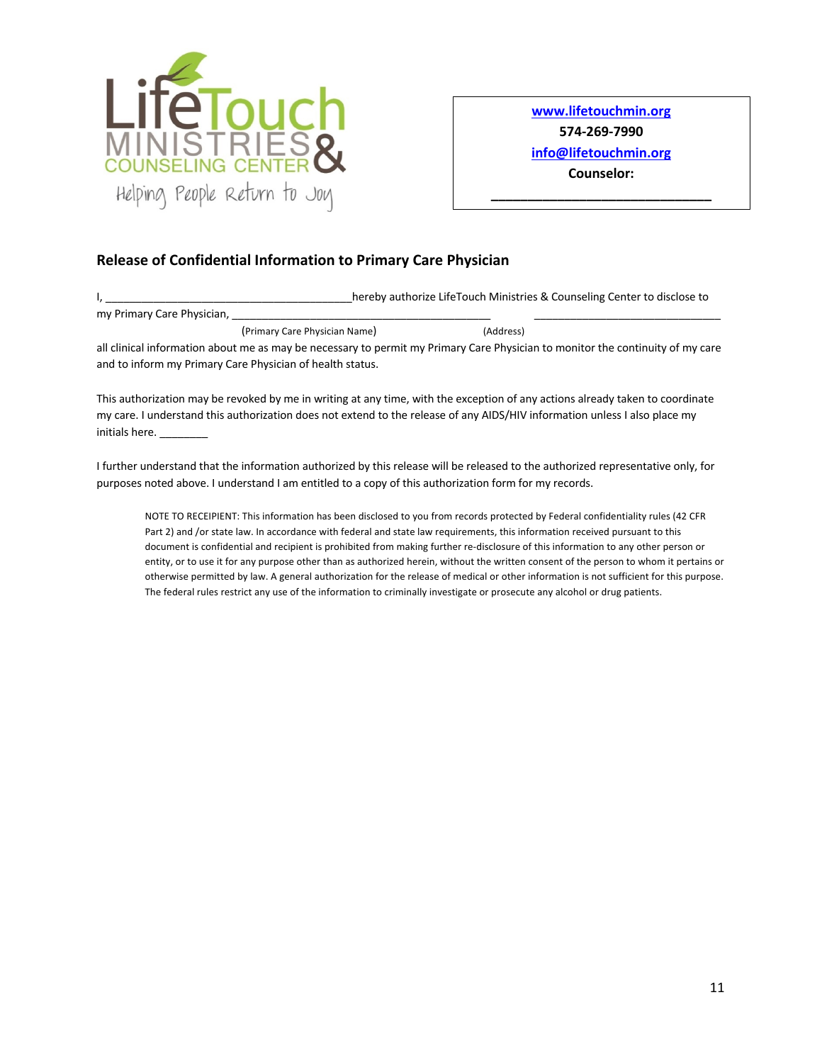LifeTouch MINISTRIES & COUNSELING CENTER
Helping People Return to Joy

www.lifetouchmin.org
574-269-7990
info@lifetouchmin.org
**Counselor:**
______________________________

## Release of Confidential Information to Primary Care Physician

I, ________________________________________hereby authorize LifeTouch Ministries & Counseling Center to disclose to my Primary Care Physician, ________________________________________ ______________________________
(Primary Care Physician Name) (Address)
all clinical information about me as may be necessary to permit my Primary Care Physician to monitor the continuity of my care and to inform my Primary Care Physician of health status.

This authorization may be revoked by me in writing at any time, with the exception of any actions already taken to coordinate my care. I understand this authorization does not extend to the release of any AIDS/HIV information unless I also place my initials here. ________

I further understand that the information authorized by this release will be released to the authorized representative only, for purposes noted above. I understand I am entitled to a copy of this authorization form for my records.

NOTE TO RECEIPIENT: This information has been disclosed to you from records protected by Federal confidentiality rules (42 CFR Part 2) and /or state law. In accordance with federal and state law requirements, this information received pursuant to this document is confidential and recipient is prohibited from making further re-disclosure of this information to any other person or entity, or to use it for any purpose other than as authorized herein, without the written consent of the person to whom it pertains or otherwise permitted by law. A general authorization for the release of medical or other information is not sufficient for this purpose. The federal rules restrict any use of the information to criminally investigate or prosecute any alcohol or drug patients.